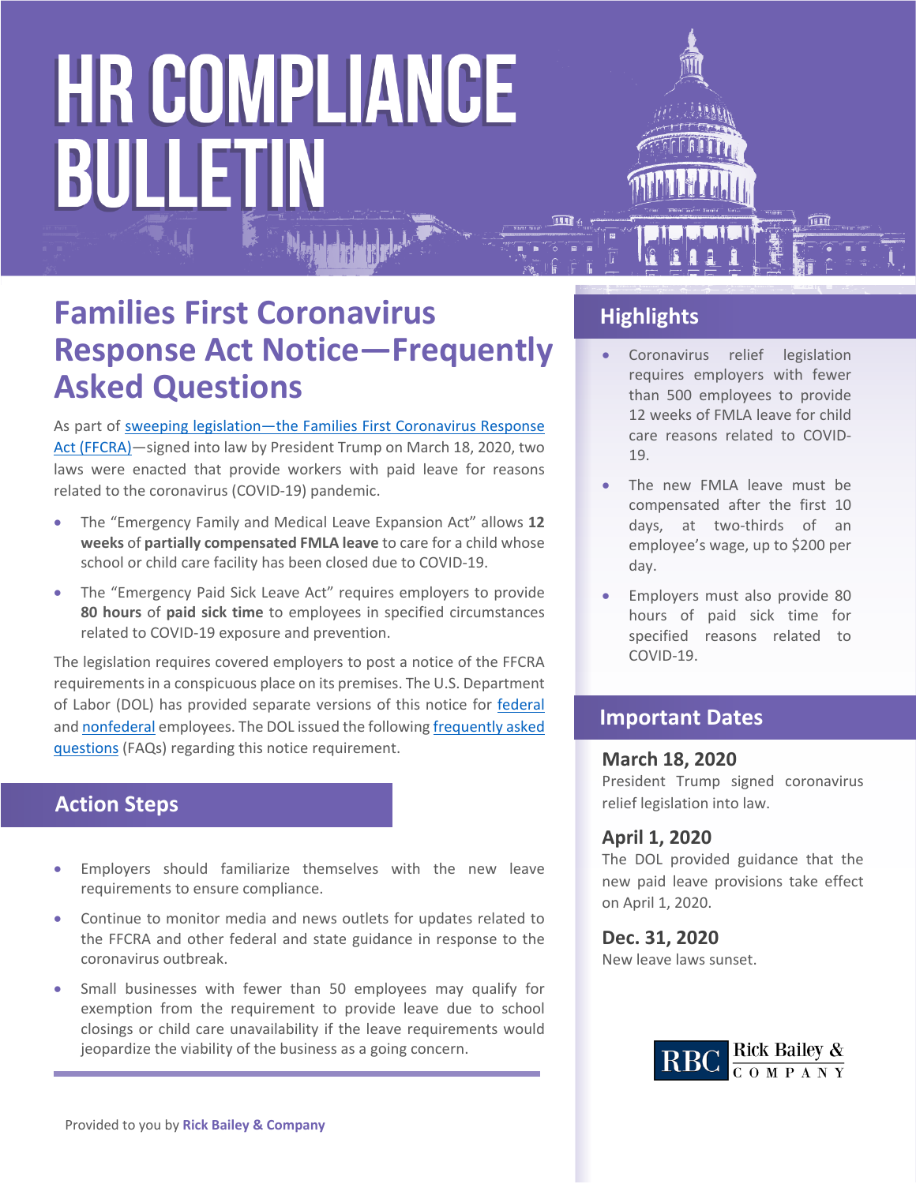# HR COMPLIANCE BULLETIN

## Families First Coronavirus Response Act Notice—Frequently Asked Questions

As part of sweeping legislation—the Families First Coronavirus Response Act (FFCRA)—signed into law by President Trump on March 18, 2020, two laws were enacted that provide workers with paid leave for reasons related to the coronavirus (COVID-19) pandemic.

- The "Emergency Family and Medical Leave Expansion Act" allows **12 weeks** of **partially compensated FMLA leave** to care for a child whose school or child care facility has been closed due to COVID-19.
- The "Emergency Paid Sick Leave Act" requires employers to provide **80 hours** of **paid sick time** to employees in specified circumstances related to COVID-19 exposure and prevention.

The legislation requires covered employers to post a notice of the FFCRA requirements in a conspicuous place on its premises. The U.S. Department of Labor (DOL) has provided separate versions of this notice for federal and nonfederal employees. The DOL issued the following frequently asked questions (FAQs) regarding this notice requirement.

### Action Steps

- Employers should familiarize themselves with the new leave requirements to ensure compliance.
- Continue to monitor media and news outlets for updates related to the FFCRA and other federal and state guidance in response to the coronavirus outbreak.
- Small businesses with fewer than 50 employees may qualify for exemption from the requirement to provide leave due to school closings or child care unavailability if the leave requirements would jeopardize the viability of the business as a going concern.

Provided to you by **Rick Bailey & Company**

### Highlights

- Coronavirus relief legislation requires employers with fewer than 500 employees to provide 12 weeks of FMLA leave for child care reasons related to COVID-19.
- The new FMLA leave must be compensated after the first 10 days, at two-thirds of an employee's wage, up to $200 per day.
- Employers must also provide 80 hours of paid sick time for specified reasons related to COVID-19.

### Important Dates

**March 18, 2020**
President Trump signed coronavirus relief legislation into law.

**April 1, 2020**
The DOL provided guidance that the new paid leave provisions take effect on April 1, 2020.

**Dec. 31, 2020**
New leave laws sunset.

RBC Rick Bailey & Company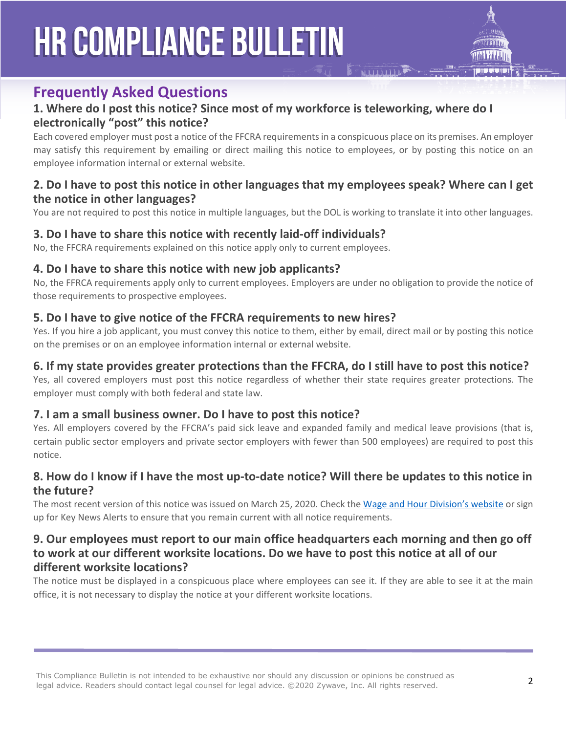## Frequently Asked Questions

### 1. Where do I post this notice? Since most of my workforce is teleworking, where do I electronically "post" this notice?

Each covered employer must post a notice of the FFCRA requirements in a conspicuous place on its premises. An employer may satisfy this requirement by emailing or direct mailing this notice to employees, or by posting this notice on an employee information internal or external website.

### 2. Do I have to post this notice in other languages that my employees speak? Where can I get the notice in other languages?

You are not required to post this notice in multiple languages, but the DOL is working to translate it into other languages.

### 3. Do I have to share this notice with recently laid-off individuals?

No, the FFCRA requirements explained on this notice apply only to current employees.

### 4. Do I have to share this notice with new job applicants?

No, the FFRCA requirements apply only to current employees. Employers are under no obligation to provide the notice of those requirements to prospective employees.

### 5. Do I have to give notice of the FFCRA requirements to new hires?

Yes. If you hire a job applicant, you must convey this notice to them, either by email, direct mail or by posting this notice on the premises or on an employee information internal or external website.

### 6. If my state provides greater protections than the FFCRA, do I still have to post this notice?

Yes, all covered employers must post this notice regardless of whether their state requires greater protections. The employer must comply with both federal and state law.

### 7. I am a small business owner. Do I have to post this notice?

Yes. All employers covered by the FFCRA's paid sick leave and expanded family and medical leave provisions (that is, certain public sector employers and private sector employers with fewer than 500 employees) are required to post this notice.

### 8. How do I know if I have the most up-to-date notice? Will there be updates to this notice in the future?

The most recent version of this notice was issued on March 25, 2020. Check the Wage and Hour Division's website or sign up for Key News Alerts to ensure that you remain current with all notice requirements.

### 9. Our employees must report to our main office headquarters each morning and then go off to work at our different worksite locations. Do we have to post this notice at all of our different worksite locations?

The notice must be displayed in a conspicuous place where employees can see it. If they are able to see it at the main office, it is not necessary to display the notice at your different worksite locations.

This Compliance Bulletin is not intended to be exhaustive nor should any discussion or opinions be construed as legal advice. Readers should contact legal counsel for legal advice. ©2020 Zywave, Inc. All rights reserved.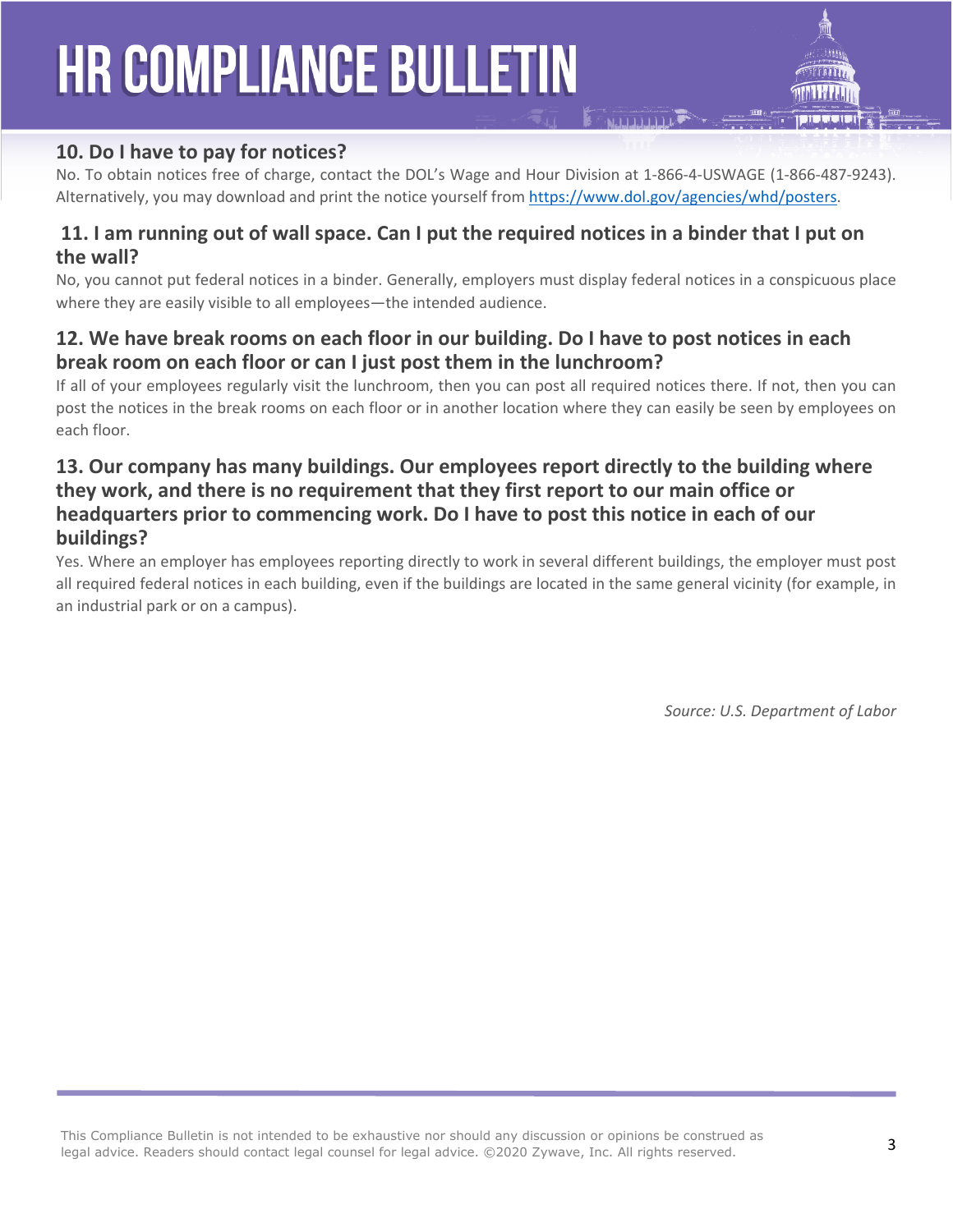### 10. Do I have to pay for notices?

No. To obtain notices free of charge, contact the DOL's Wage and Hour Division at 1-866-4-USWAGE (1-866-487-9243). Alternatively, you may download and print the notice yourself from [https://www.dol.gov/agencies/whd/posters](https://www.dol.gov/agencies/whd/posters).

### 11. I am running out of wall space. Can I put the required notices in a binder that I put on the wall?

No, you cannot put federal notices in a binder. Generally, employers must display federal notices in a conspicuous place where they are easily visible to all employees—the intended audience.

### 12. We have break rooms on each floor in our building. Do I have to post notices in each break room on each floor or can I just post them in the lunchroom?

If all of your employees regularly visit the lunchroom, then you can post all required notices there. If not, then you can post the notices in the break rooms on each floor or in another location where they can easily be seen by employees on each floor.

### 13. Our company has many buildings. Our employees report directly to the building where they work, and there is no requirement that they first report to our main office or headquarters prior to commencing work. Do I have to post this notice in each of our buildings?

Yes. Where an employer has employees reporting directly to work in several different buildings, the employer must post all required federal notices in each building, even if the buildings are located in the same general vicinity (for example, in an industrial park or on a campus).

*Source: U.S. Department of Labor*

This Compliance Bulletin is not intended to be exhaustive nor should any discussion or opinions be construed as legal advice. Readers should contact legal counsel for legal advice. ©2020 Zywave, Inc. All rights reserved.